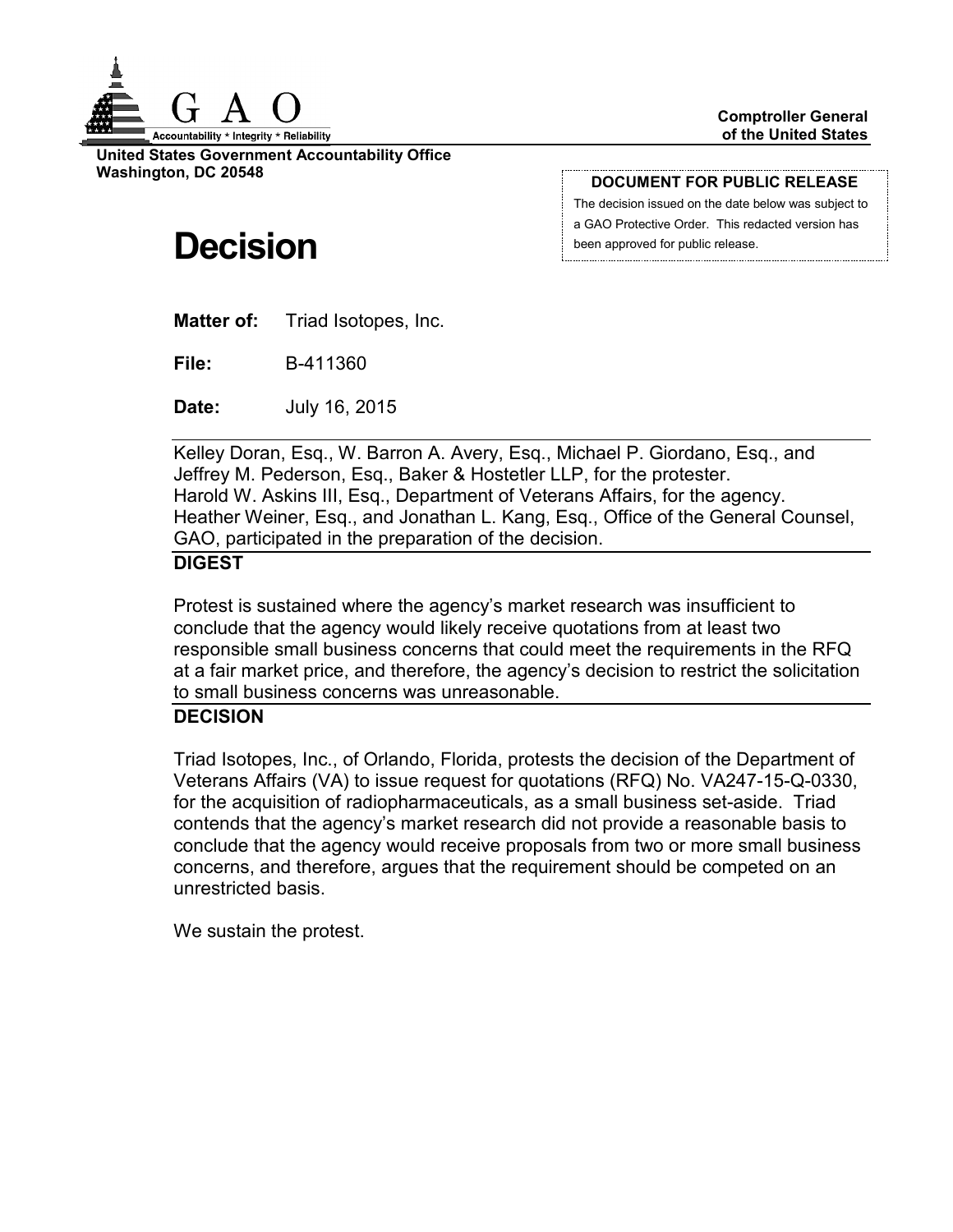G A O

Accountability * Integrity * Reliability

**Comptroller General of the United States**

**United States Government Accountability Office**
**Washington, DC 20548**

**DOCUMENT FOR PUBLIC RELEASE**

The decision issued on the date below was subject to a GAO Protective Order. This redacted version has been approved for public release.

# Decision

**Matter of:** Triad Isotopes, Inc.

**File:** B-411360

**Date:** July 16, 2015

Kelley Doran, Esq., W. Barron A. Avery, Esq., Michael P. Giordano, Esq., and Jeffrey M. Pederson, Esq., Baker & Hostetler LLP, for the protester.
Harold W. Askins III, Esq., Department of Veterans Affairs, for the agency.
Heather Weiner, Esq., and Jonathan L. Kang, Esq., Office of the General Counsel, GAO, participated in the preparation of the decision.

## DIGEST

Protest is sustained where the agency's market research was insufficient to conclude that the agency would likely receive quotations from at least two responsible small business concerns that could meet the requirements in the RFQ at a fair market price, and therefore, the agency's decision to restrict the solicitation to small business concerns was unreasonable.

## DECISION

Triad Isotopes, Inc., of Orlando, Florida, protests the decision of the Department of Veterans Affairs (VA) to issue request for quotations (RFQ) No. VA247-15-Q-0330, for the acquisition of radiopharmaceuticals, as a small business set-aside. Triad contends that the agency's market research did not provide a reasonable basis to conclude that the agency would receive proposals from two or more small business concerns, and therefore, argues that the requirement should be competed on an unrestricted basis.

We sustain the protest.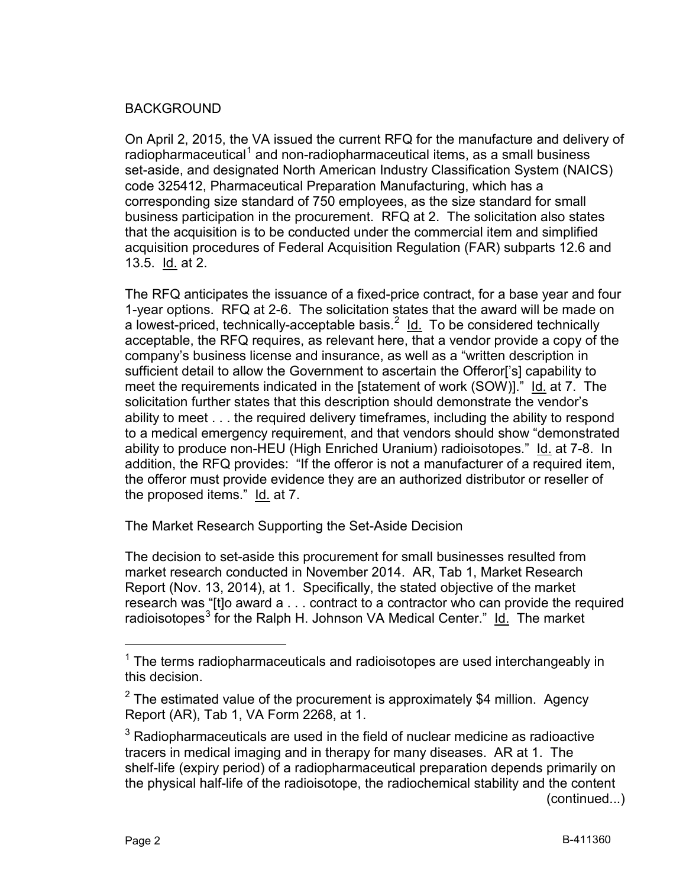BACKGROUND

On April 2, 2015, the VA issued the current RFQ for the manufacture and delivery of radiopharmaceutical[1] and non-radiopharmaceutical items, as a small business set-aside, and designated North American Industry Classification System (NAICS) code 325412, Pharmaceutical Preparation Manufacturing, which has a corresponding size standard of 750 employees, as the size standard for small business participation in the procurement. RFQ at 2. The solicitation also states that the acquisition is to be conducted under the commercial item and simplified acquisition procedures of Federal Acquisition Regulation (FAR) subparts 12.6 and 13.5. Id. at 2.

The RFQ anticipates the issuance of a fixed-price contract, for a base year and four 1-year options. RFQ at 2-6. The solicitation states that the award will be made on a lowest-priced, technically-acceptable basis.[2] Id. To be considered technically acceptable, the RFQ requires, as relevant here, that a vendor provide a copy of the company's business license and insurance, as well as a "written description in sufficient detail to allow the Government to ascertain the Offeror['s] capability to meet the requirements indicated in the [statement of work (SOW)]." Id. at 7. The solicitation further states that this description should demonstrate the vendor's ability to meet . . . the required delivery timeframes, including the ability to respond to a medical emergency requirement, and that vendors should show "demonstrated ability to produce non-HEU (High Enriched Uranium) radioisotopes." Id. at 7-8. In addition, the RFQ provides: "If the offeror is not a manufacturer of a required item, the offeror must provide evidence they are an authorized distributor or reseller of the proposed items." Id. at 7.

The Market Research Supporting the Set-Aside Decision

The decision to set-aside this procurement for small businesses resulted from market research conducted in November 2014. AR, Tab 1, Market Research Report (Nov. 13, 2014), at 1. Specifically, the stated objective of the market research was "[t]o award a . . . contract to a contractor who can provide the required radioisotopes[3] for the Ralph H. Johnson VA Medical Center." Id. The market

---

[1] The terms radiopharmaceuticals and radioisotopes are used interchangeably in this decision.

[2] The estimated value of the procurement is approximately $4 million. Agency Report (AR), Tab 1, VA Form 2268, at 1.

[3] Radiopharmaceuticals are used in the field of nuclear medicine as radioactive tracers in medical imaging and in therapy for many diseases. AR at 1. The shelf-life (expiry period) of a radiopharmaceutical preparation depends primarily on the physical half-life of the radioisotope, the radiochemical stability and the content (continued...)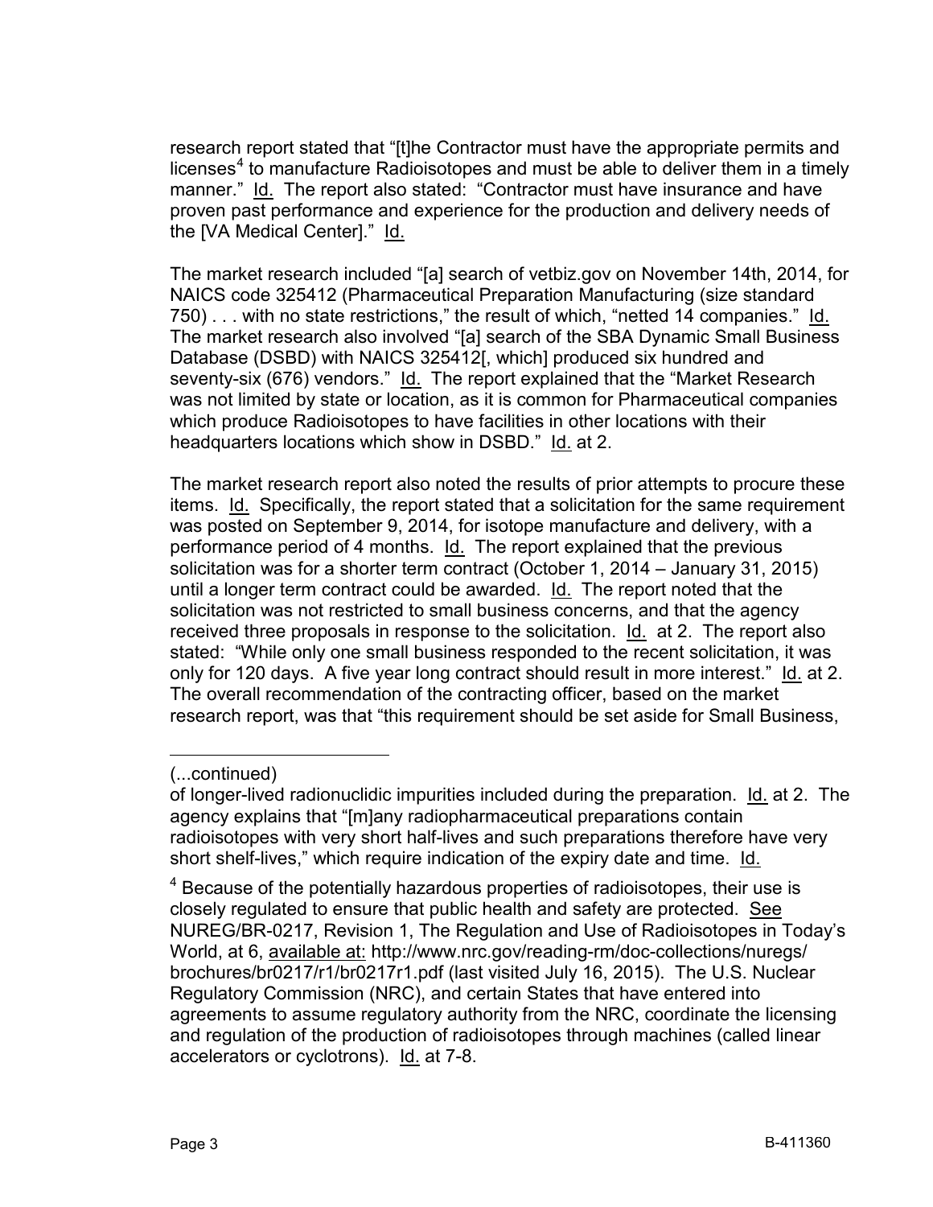research report stated that "[t]he Contractor must have the appropriate permits and licenses[4] to manufacture Radioisotopes and must be able to deliver them in a timely manner." Id. The report also stated: "Contractor must have insurance and have proven past performance and experience for the production and delivery needs of the [VA Medical Center]." Id.

The market research included "[a] search of vetbiz.gov on November 14th, 2014, for NAICS code 325412 (Pharmaceutical Preparation Manufacturing (size standard 750) . . . with no state restrictions," the result of which, "netted 14 companies." Id. The market research also involved "[a] search of the SBA Dynamic Small Business Database (DSBD) with NAICS 325412[, which] produced six hundred and seventy-six (676) vendors." Id. The report explained that the "Market Research was not limited by state or location, as it is common for Pharmaceutical companies which produce Radioisotopes to have facilities in other locations with their headquarters locations which show in DSBD." Id. at 2.

The market research report also noted the results of prior attempts to procure these items. Id. Specifically, the report stated that a solicitation for the same requirement was posted on September 9, 2014, for isotope manufacture and delivery, with a performance period of 4 months. Id. The report explained that the previous solicitation was for a shorter term contract (October 1, 2014 – January 31, 2015) until a longer term contract could be awarded. Id. The report noted that the solicitation was not restricted to small business concerns, and that the agency received three proposals in response to the solicitation. Id. at 2. The report also stated: "While only one small business responded to the recent solicitation, it was only for 120 days. A five year long contract should result in more interest." Id. at 2. The overall recommendation of the contracting officer, based on the market research report, was that "this requirement should be set aside for Small Business,

---

(...continued)

of longer-lived radionuclidic impurities included during the preparation. Id. at 2. The agency explains that "[m]any radiopharmaceutical preparations contain radioisotopes with very short half-lives and such preparations therefore have very short shelf-lives," which require indication of the expiry date and time. Id.

[4] Because of the potentially hazardous properties of radioisotopes, their use is closely regulated to ensure that public health and safety are protected. See NUREG/BR-0217, Revision 1, The Regulation and Use of Radioisotopes in Today's World, at 6, available at: http://www.nrc.gov/reading-rm/doc-collections/nuregs/brochures/br0217/r1/br0217r1.pdf (last visited July 16, 2015). The U.S. Nuclear Regulatory Commission (NRC), and certain States that have entered into agreements to assume regulatory authority from the NRC, coordinate the licensing and regulation of the production of radioisotopes through machines (called linear accelerators or cyclotrons). Id. at 7-8.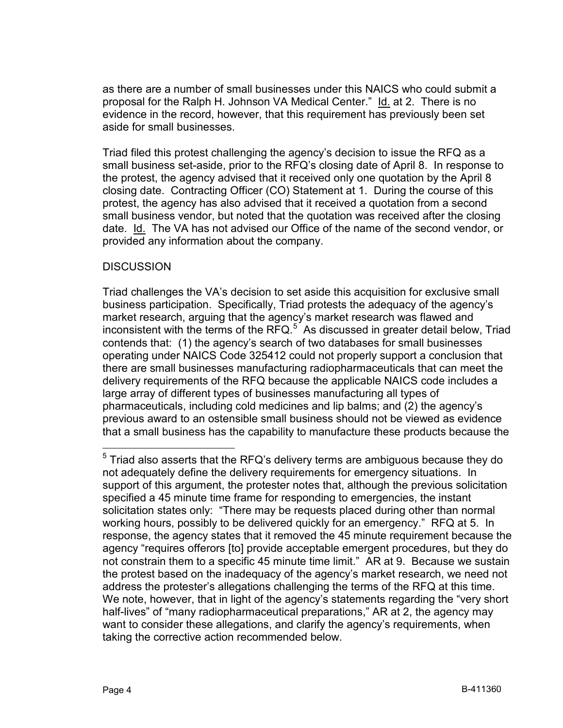as there are a number of small businesses under this NAICS who could submit a proposal for the Ralph H. Johnson VA Medical Center." Id. at 2. There is no evidence in the record, however, that this requirement has previously been set aside for small businesses.

Triad filed this protest challenging the agency's decision to issue the RFQ as a small business set-aside, prior to the RFQ's closing date of April 8. In response to the protest, the agency advised that it received only one quotation by the April 8 closing date. Contracting Officer (CO) Statement at 1. During the course of this protest, the agency has also advised that it received a quotation from a second small business vendor, but noted that the quotation was received after the closing date. Id. The VA has not advised our Office of the name of the second vendor, or provided any information about the company.

## DISCUSSION

Triad challenges the VA's decision to set aside this acquisition for exclusive small business participation. Specifically, Triad protests the adequacy of the agency's market research, arguing that the agency's market research was flawed and inconsistent with the terms of the RFQ.[5] As discussed in greater detail below, Triad contends that: (1) the agency's search of two databases for small businesses operating under NAICS Code 325412 could not properly support a conclusion that there are small businesses manufacturing radiopharmaceuticals that can meet the delivery requirements of the RFQ because the applicable NAICS code includes a large array of different types of businesses manufacturing all types of pharmaceuticals, including cold medicines and lip balms; and (2) the agency's previous award to an ostensible small business should not be viewed as evidence that a small business has the capability to manufacture these products because the

---

[5] Triad also asserts that the RFQ's delivery terms are ambiguous because they do not adequately define the delivery requirements for emergency situations. In support of this argument, the protester notes that, although the previous solicitation specified a 45 minute time frame for responding to emergencies, the instant solicitation states only: "There may be requests placed during other than normal working hours, possibly to be delivered quickly for an emergency." RFQ at 5. In response, the agency states that it removed the 45 minute requirement because the agency "requires offerors [to] provide acceptable emergent procedures, but they do not constrain them to a specific 45 minute time limit." AR at 9. Because we sustain the protest based on the inadequacy of the agency's market research, we need not address the protester's allegations challenging the terms of the RFQ at this time. We note, however, that in light of the agency's statements regarding the "very short half-lives" of "many radiopharmaceutical preparations," AR at 2, the agency may want to consider these allegations, and clarify the agency's requirements, when taking the corrective action recommended below.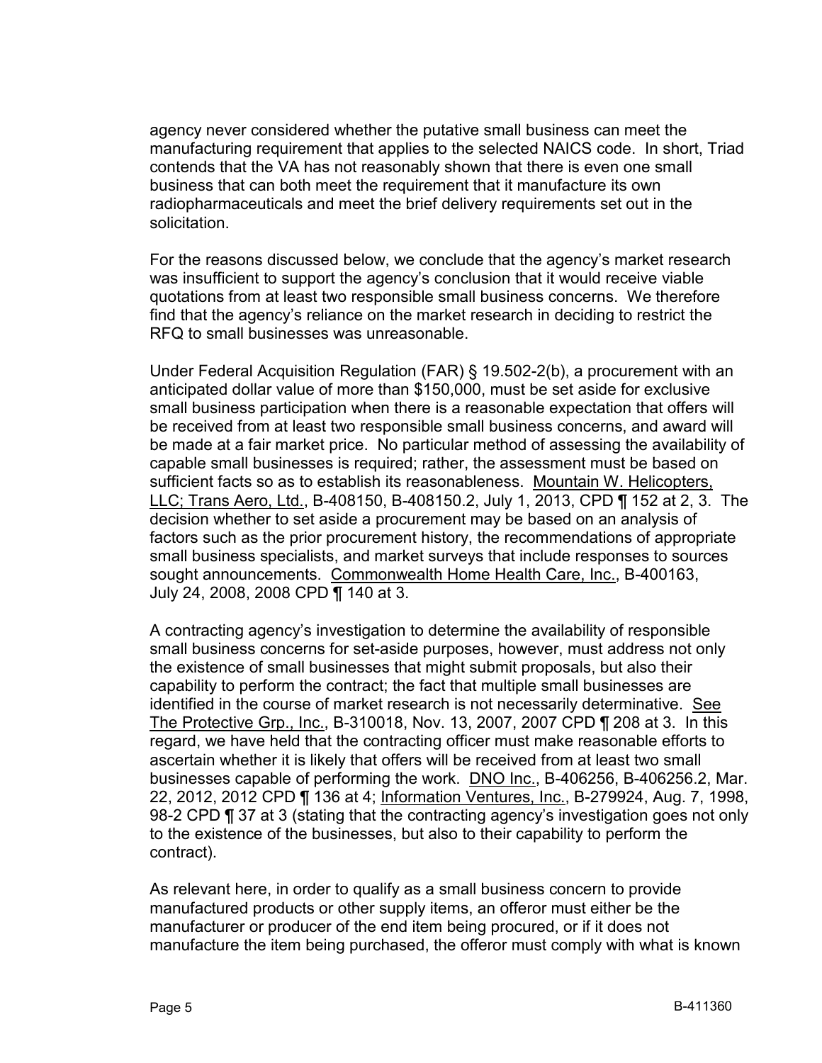agency never considered whether the putative small business can meet the manufacturing requirement that applies to the selected NAICS code. In short, Triad contends that the VA has not reasonably shown that there is even one small business that can both meet the requirement that it manufacture its own radiopharmaceuticals and meet the brief delivery requirements set out in the solicitation.

For the reasons discussed below, we conclude that the agency's market research was insufficient to support the agency's conclusion that it would receive viable quotations from at least two responsible small business concerns. We therefore find that the agency's reliance on the market research in deciding to restrict the RFQ to small businesses was unreasonable.

Under Federal Acquisition Regulation (FAR) § 19.502-2(b), a procurement with an anticipated dollar value of more than $150,000, must be set aside for exclusive small business participation when there is a reasonable expectation that offers will be received from at least two responsible small business concerns, and award will be made at a fair market price. No particular method of assessing the availability of capable small businesses is required; rather, the assessment must be based on sufficient facts so as to establish its reasonableness. Mountain W. Helicopters, LLC; Trans Aero, Ltd., B-408150, B-408150.2, July 1, 2013, CPD ¶ 152 at 2, 3. The decision whether to set aside a procurement may be based on an analysis of factors such as the prior procurement history, the recommendations of appropriate small business specialists, and market surveys that include responses to sources sought announcements. Commonwealth Home Health Care, Inc., B-400163, July 24, 2008, 2008 CPD ¶ 140 at 3.

A contracting agency's investigation to determine the availability of responsible small business concerns for set-aside purposes, however, must address not only the existence of small businesses that might submit proposals, but also their capability to perform the contract; the fact that multiple small businesses are identified in the course of market research is not necessarily determinative. See The Protective Grp., Inc., B-310018, Nov. 13, 2007, 2007 CPD ¶ 208 at 3. In this regard, we have held that the contracting officer must make reasonable efforts to ascertain whether it is likely that offers will be received from at least two small businesses capable of performing the work. DNO Inc., B-406256, B-406256.2, Mar. 22, 2012, 2012 CPD ¶ 136 at 4; Information Ventures, Inc., B-279924, Aug. 7, 1998, 98-2 CPD ¶ 37 at 3 (stating that the contracting agency's investigation goes not only to the existence of the businesses, but also to their capability to perform the contract).

As relevant here, in order to qualify as a small business concern to provide manufactured products or other supply items, an offeror must either be the manufacturer or producer of the end item being procured, or if it does not manufacture the item being purchased, the offeror must comply with what is known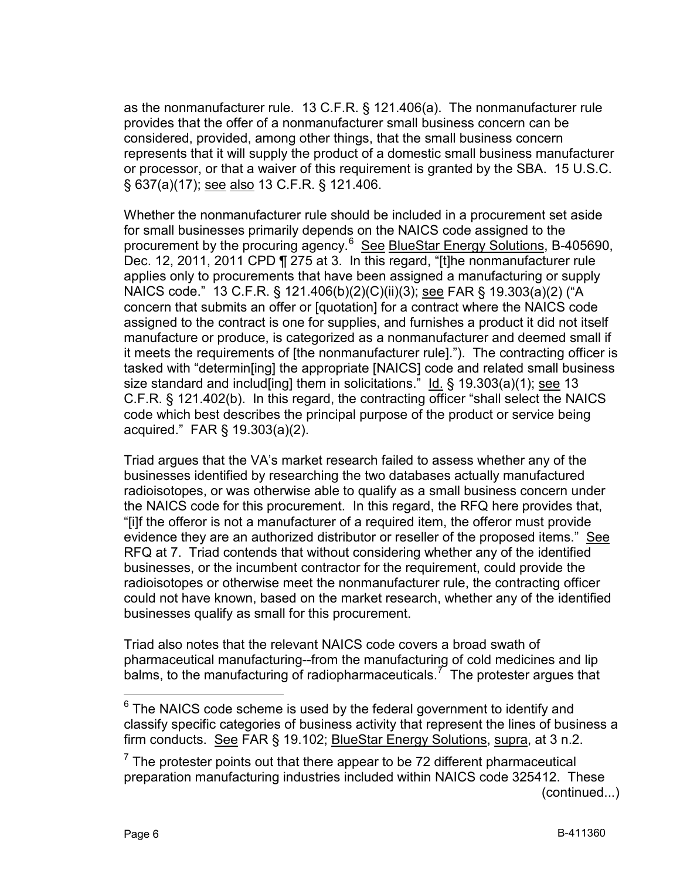as the nonmanufacturer rule. 13 C.F.R. § 121.406(a). The nonmanufacturer rule provides that the offer of a nonmanufacturer small business concern can be considered, provided, among other things, that the small business concern represents that it will supply the product of a domestic small business manufacturer or processor, or that a waiver of this requirement is granted by the SBA. 15 U.S.C. § 637(a)(17); see also 13 C.F.R. § 121.406.

Whether the nonmanufacturer rule should be included in a procurement set aside for small businesses primarily depends on the NAICS code assigned to the procurement by the procuring agency.[6] See BlueStar Energy Solutions, B-405690, Dec. 12, 2011, 2011 CPD ¶ 275 at 3. In this regard, "[t]he nonmanufacturer rule applies only to procurements that have been assigned a manufacturing or supply NAICS code." 13 C.F.R. § 121.406(b)(2)(C)(ii)(3); see FAR § 19.303(a)(2) ("A concern that submits an offer or [quotation] for a contract where the NAICS code assigned to the contract is one for supplies, and furnishes a product it did not itself manufacture or produce, is categorized as a nonmanufacturer and deemed small if it meets the requirements of [the nonmanufacturer rule]."). The contracting officer is tasked with "determin[ing] the appropriate [NAICS] code and related small business size standard and includ[ing] them in solicitations." Id. § 19.303(a)(1); see 13 C.F.R. § 121.402(b). In this regard, the contracting officer "shall select the NAICS code which best describes the principal purpose of the product or service being acquired." FAR § 19.303(a)(2).

Triad argues that the VA's market research failed to assess whether any of the businesses identified by researching the two databases actually manufactured radioisotopes, or was otherwise able to qualify as a small business concern under the NAICS code for this procurement. In this regard, the RFQ here provides that, "[i]f the offeror is not a manufacturer of a required item, the offeror must provide evidence they are an authorized distributor or reseller of the proposed items." See RFQ at 7. Triad contends that without considering whether any of the identified businesses, or the incumbent contractor for the requirement, could provide the radioisotopes or otherwise meet the nonmanufacturer rule, the contracting officer could not have known, based on the market research, whether any of the identified businesses qualify as small for this procurement.

Triad also notes that the relevant NAICS code covers a broad swath of pharmaceutical manufacturing--from the manufacturing of cold medicines and lip balms, to the manufacturing of radiopharmaceuticals.[7] The protester argues that

---

[6] The NAICS code scheme is used by the federal government to identify and classify specific categories of business activity that represent the lines of business a firm conducts. See FAR § 19.102; BlueStar Energy Solutions, supra, at 3 n.2.

[7] The protester points out that there appear to be 72 different pharmaceutical preparation manufacturing industries included within NAICS code 325412. These (continued...)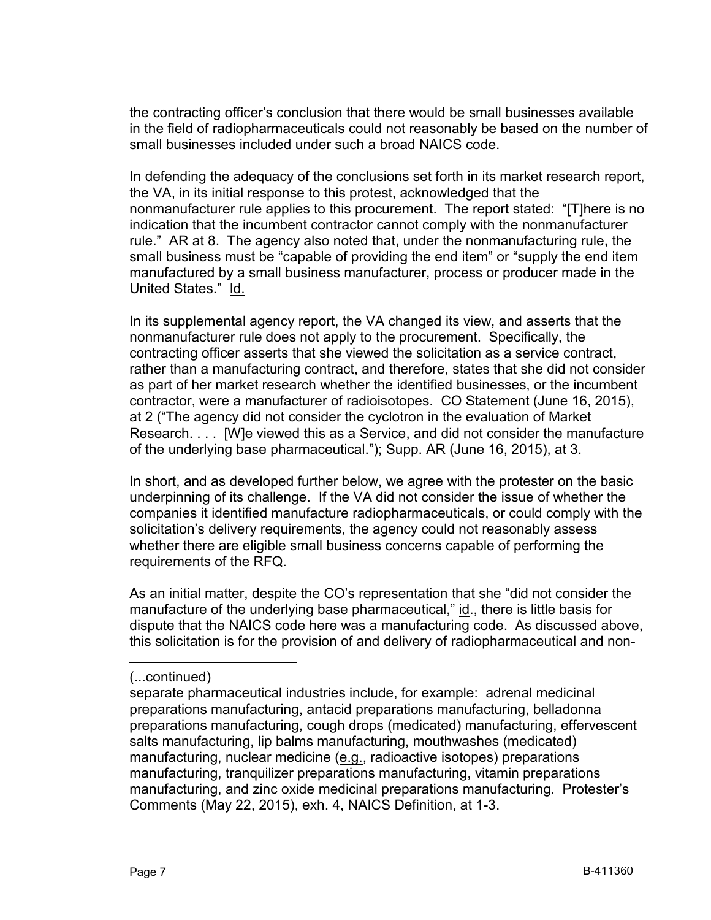the contracting officer's conclusion that there would be small businesses available in the field of radiopharmaceuticals could not reasonably be based on the number of small businesses included under such a broad NAICS code.

In defending the adequacy of the conclusions set forth in its market research report, the VA, in its initial response to this protest, acknowledged that the nonmanufacturer rule applies to this procurement. The report stated: "[T]here is no indication that the incumbent contractor cannot comply with the nonmanufacturer rule." AR at 8. The agency also noted that, under the nonmanufacturing rule, the small business must be "capable of providing the end item" or "supply the end item manufactured by a small business manufacturer, process or producer made in the United States." Id.

In its supplemental agency report, the VA changed its view, and asserts that the nonmanufacturer rule does not apply to the procurement. Specifically, the contracting officer asserts that she viewed the solicitation as a service contract, rather than a manufacturing contract, and therefore, states that she did not consider as part of her market research whether the identified businesses, or the incumbent contractor, were a manufacturer of radioisotopes. CO Statement (June 16, 2015), at 2 ("The agency did not consider the cyclotron in the evaluation of Market Research. . . . [W]e viewed this as a Service, and did not consider the manufacture of the underlying base pharmaceutical."); Supp. AR (June 16, 2015), at 3.

In short, and as developed further below, we agree with the protester on the basic underpinning of its challenge. If the VA did not consider the issue of whether the companies it identified manufacture radiopharmaceuticals, or could comply with the solicitation's delivery requirements, the agency could not reasonably assess whether there are eligible small business concerns capable of performing the requirements of the RFQ.

As an initial matter, despite the CO's representation that she "did not consider the manufacture of the underlying base pharmaceutical," id., there is little basis for dispute that the NAICS code here was a manufacturing code. As discussed above, this solicitation is for the provision of and delivery of radiopharmaceutical and non-

---

(...continued)

separate pharmaceutical industries include, for example: adrenal medicinal preparations manufacturing, antacid preparations manufacturing, belladonna preparations manufacturing, cough drops (medicated) manufacturing, effervescent salts manufacturing, lip balms manufacturing, mouthwashes (medicated) manufacturing, nuclear medicine (e.g., radioactive isotopes) preparations manufacturing, tranquilizer preparations manufacturing, vitamin preparations manufacturing, and zinc oxide medicinal preparations manufacturing. Protester's Comments (May 22, 2015), exh. 4, NAICS Definition, at 1-3.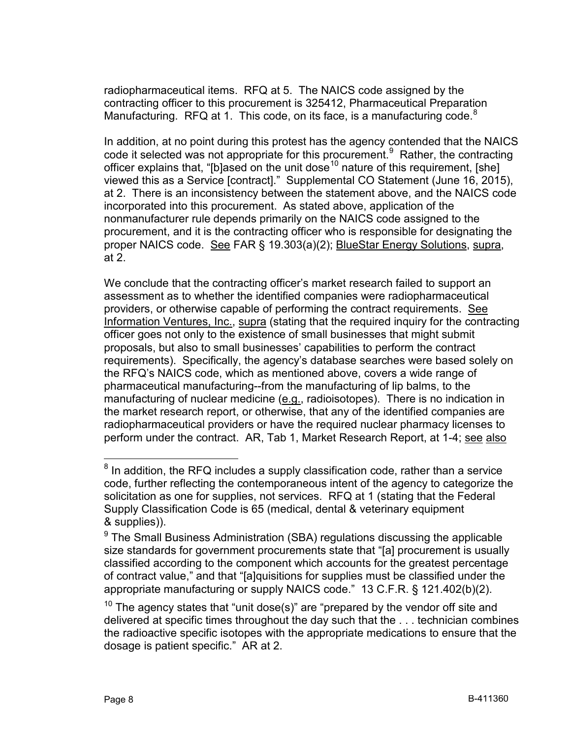radiopharmaceutical items. RFQ at 5. The NAICS code assigned by the contracting officer to this procurement is 325412, Pharmaceutical Preparation Manufacturing. RFQ at 1. This code, on its face, is a manufacturing code.[8]

In addition, at no point during this protest has the agency contended that the NAICS code it selected was not appropriate for this procurement.[9] Rather, the contracting officer explains that, "[b]ased on the unit dose[10] nature of this requirement, [she] viewed this as a Service [contract]." Supplemental CO Statement (June 16, 2015), at 2. There is an inconsistency between the statement above, and the NAICS code incorporated into this procurement. As stated above, application of the nonmanufacturer rule depends primarily on the NAICS code assigned to the procurement, and it is the contracting officer who is responsible for designating the proper NAICS code. See FAR § 19.303(a)(2); BlueStar Energy Solutions, supra, at 2.

We conclude that the contracting officer's market research failed to support an assessment as to whether the identified companies were radiopharmaceutical providers, or otherwise capable of performing the contract requirements. See Information Ventures, Inc., supra (stating that the required inquiry for the contracting officer goes not only to the existence of small businesses that might submit proposals, but also to small businesses' capabilities to perform the contract requirements). Specifically, the agency's database searches were based solely on the RFQ's NAICS code, which as mentioned above, covers a wide range of pharmaceutical manufacturing--from the manufacturing of lip balms, to the manufacturing of nuclear medicine (e.g., radioisotopes). There is no indication in the market research report, or otherwise, that any of the identified companies are radiopharmaceutical providers or have the required nuclear pharmacy licenses to perform under the contract. AR, Tab 1, Market Research Report, at 1-4; see also

---

[8] In addition, the RFQ includes a supply classification code, rather than a service code, further reflecting the contemporaneous intent of the agency to categorize the solicitation as one for supplies, not services. RFQ at 1 (stating that the Federal Supply Classification Code is 65 (medical, dental & veterinary equipment & supplies)).

[9] The Small Business Administration (SBA) regulations discussing the applicable size standards for government procurements state that "[a] procurement is usually classified according to the component which accounts for the greatest percentage of contract value," and that "[a]quisitions for supplies must be classified under the appropriate manufacturing or supply NAICS code." 13 C.F.R. § 121.402(b)(2).

[10] The agency states that "unit dose(s)" are "prepared by the vendor off site and delivered at specific times throughout the day such that the . . . technician combines the radioactive specific isotopes with the appropriate medications to ensure that the dosage is patient specific." AR at 2.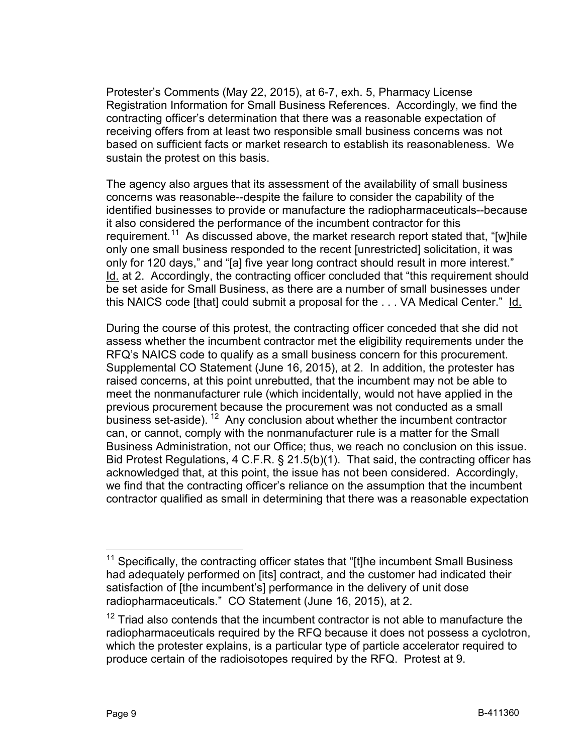Protester's Comments (May 22, 2015), at 6-7, exh. 5, Pharmacy License Registration Information for Small Business References. Accordingly, we find the contracting officer's determination that there was a reasonable expectation of receiving offers from at least two responsible small business concerns was not based on sufficient facts or market research to establish its reasonableness. We sustain the protest on this basis.

The agency also argues that its assessment of the availability of small business concerns was reasonable--despite the failure to consider the capability of the identified businesses to provide or manufacture the radiopharmaceuticals--because it also considered the performance of the incumbent contractor for this requirement.[11] As discussed above, the market research report stated that, "[w]hile only one small business responded to the recent [unrestricted] solicitation, it was only for 120 days," and "[a] five year long contract should result in more interest." Id. at 2. Accordingly, the contracting officer concluded that "this requirement should be set aside for Small Business, as there are a number of small businesses under this NAICS code [that] could submit a proposal for the . . . VA Medical Center." Id.

During the course of this protest, the contracting officer conceded that she did not assess whether the incumbent contractor met the eligibility requirements under the RFQ's NAICS code to qualify as a small business concern for this procurement. Supplemental CO Statement (June 16, 2015), at 2. In addition, the protester has raised concerns, at this point unrebutted, that the incumbent may not be able to meet the nonmanufacturer rule (which incidentally, would not have applied in the previous procurement because the procurement was not conducted as a small business set-aside).[12] Any conclusion about whether the incumbent contractor can, or cannot, comply with the nonmanufacturer rule is a matter for the Small Business Administration, not our Office; thus, we reach no conclusion on this issue. Bid Protest Regulations, 4 C.F.R. § 21.5(b)(1). That said, the contracting officer has acknowledged that, at this point, the issue has not been considered. Accordingly, we find that the contracting officer's reliance on the assumption that the incumbent contractor qualified as small in determining that there was a reasonable expectation

---

[11] Specifically, the contracting officer states that "[t]he incumbent Small Business had adequately performed on [its] contract, and the customer had indicated their satisfaction of [the incumbent's] performance in the delivery of unit dose radiopharmaceuticals." CO Statement (June 16, 2015), at 2.

[12] Triad also contends that the incumbent contractor is not able to manufacture the radiopharmaceuticals required by the RFQ because it does not possess a cyclotron, which the protester explains, is a particular type of particle accelerator required to produce certain of the radioisotopes required by the RFQ. Protest at 9.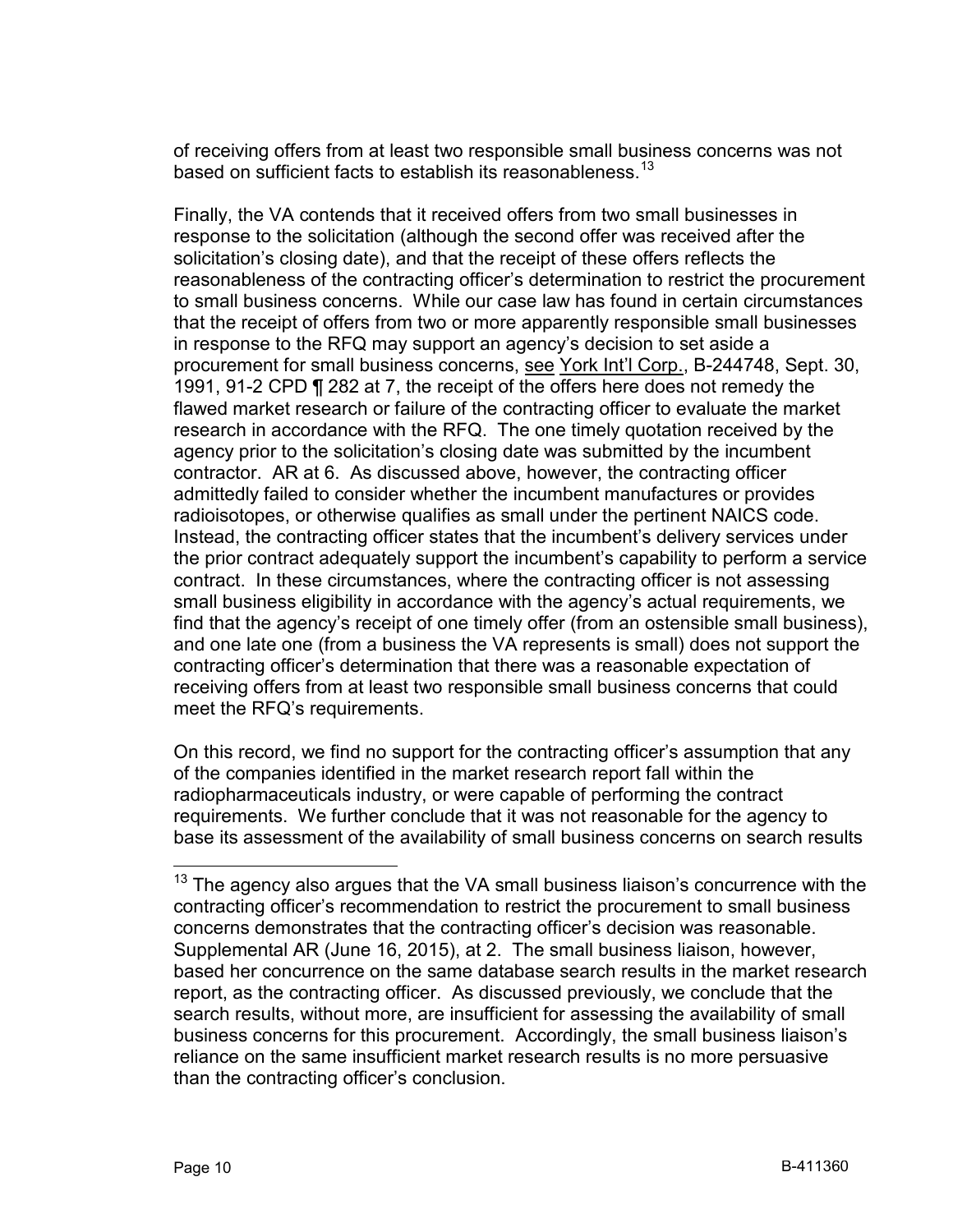of receiving offers from at least two responsible small business concerns was not based on sufficient facts to establish its reasonableness.[13]

Finally, the VA contends that it received offers from two small businesses in response to the solicitation (although the second offer was received after the solicitation's closing date), and that the receipt of these offers reflects the reasonableness of the contracting officer's determination to restrict the procurement to small business concerns. While our case law has found in certain circumstances that the receipt of offers from two or more apparently responsible small businesses in response to the RFQ may support an agency's decision to set aside a procurement for small business concerns, see York Int'l Corp., B-244748, Sept. 30, 1991, 91-2 CPD ¶ 282 at 7, the receipt of the offers here does not remedy the flawed market research or failure of the contracting officer to evaluate the market research in accordance with the RFQ. The one timely quotation received by the agency prior to the solicitation's closing date was submitted by the incumbent contractor. AR at 6. As discussed above, however, the contracting officer admittedly failed to consider whether the incumbent manufactures or provides radioisotopes, or otherwise qualifies as small under the pertinent NAICS code. Instead, the contracting officer states that the incumbent's delivery services under the prior contract adequately support the incumbent's capability to perform a service contract. In these circumstances, where the contracting officer is not assessing small business eligibility in accordance with the agency's actual requirements, we find that the agency's receipt of one timely offer (from an ostensible small business), and one late one (from a business the VA represents is small) does not support the contracting officer's determination that there was a reasonable expectation of receiving offers from at least two responsible small business concerns that could meet the RFQ's requirements.

On this record, we find no support for the contracting officer's assumption that any of the companies identified in the market research report fall within the radiopharmaceuticals industry, or were capable of performing the contract requirements. We further conclude that it was not reasonable for the agency to base its assessment of the availability of small business concerns on search results

---

[13] The agency also argues that the VA small business liaison's concurrence with the contracting officer's recommendation to restrict the procurement to small business concerns demonstrates that the contracting officer's decision was reasonable. Supplemental AR (June 16, 2015), at 2. The small business liaison, however, based her concurrence on the same database search results in the market research report, as the contracting officer. As discussed previously, we conclude that the search results, without more, are insufficient for assessing the availability of small business concerns for this procurement. Accordingly, the small business liaison's reliance on the same insufficient market research results is no more persuasive than the contracting officer's conclusion.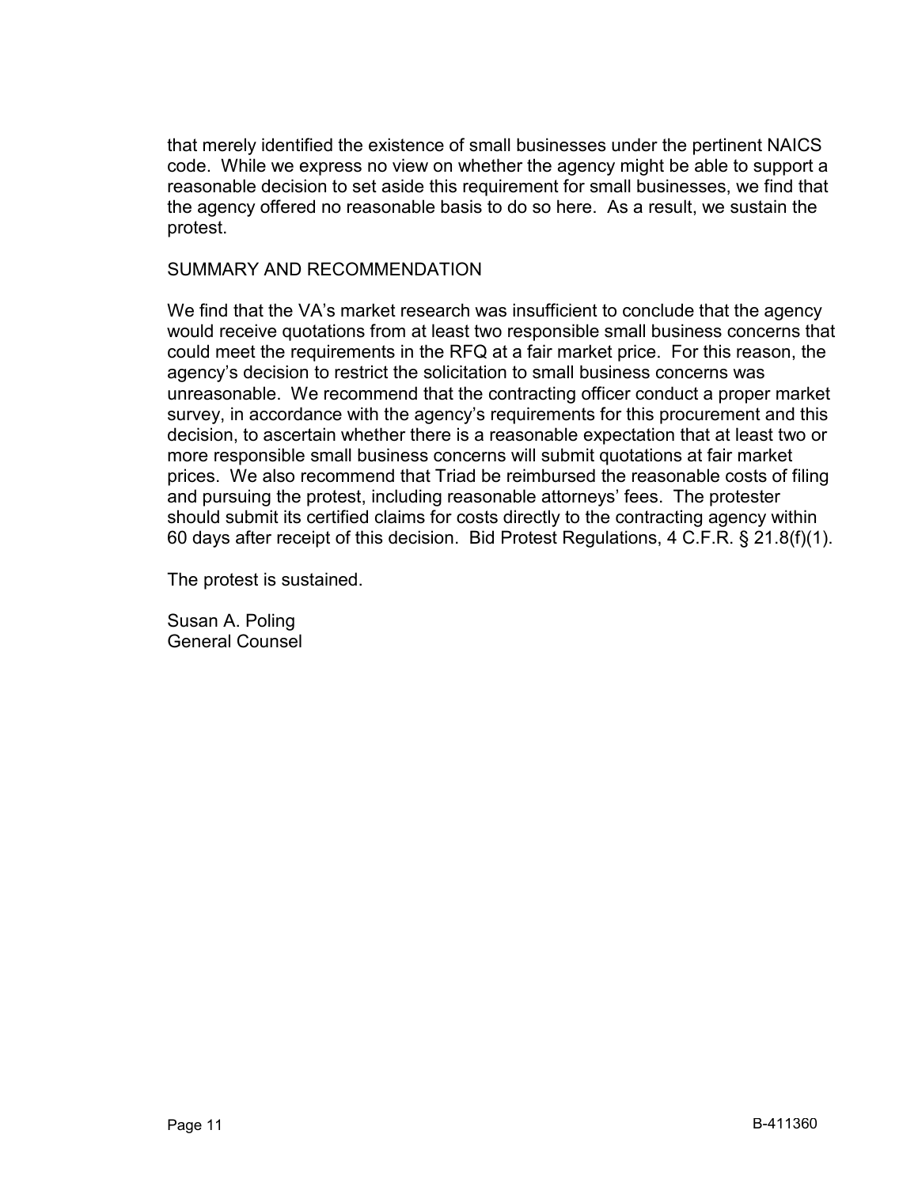that merely identified the existence of small businesses under the pertinent NAICS code. While we express no view on whether the agency might be able to support a reasonable decision to set aside this requirement for small businesses, we find that the agency offered no reasonable basis to do so here. As a result, we sustain the protest.

## SUMMARY AND RECOMMENDATION

We find that the VA's market research was insufficient to conclude that the agency would receive quotations from at least two responsible small business concerns that could meet the requirements in the RFQ at a fair market price. For this reason, the agency's decision to restrict the solicitation to small business concerns was unreasonable. We recommend that the contracting officer conduct a proper market survey, in accordance with the agency's requirements for this procurement and this decision, to ascertain whether there is a reasonable expectation that at least two or more responsible small business concerns will submit quotations at fair market prices. We also recommend that Triad be reimbursed the reasonable costs of filing and pursuing the protest, including reasonable attorneys' fees. The protester should submit its certified claims for costs directly to the contracting agency within 60 days after receipt of this decision. Bid Protest Regulations, 4 C.F.R. § 21.8(f)(1).

The protest is sustained.

Susan A. Poling
General Counsel